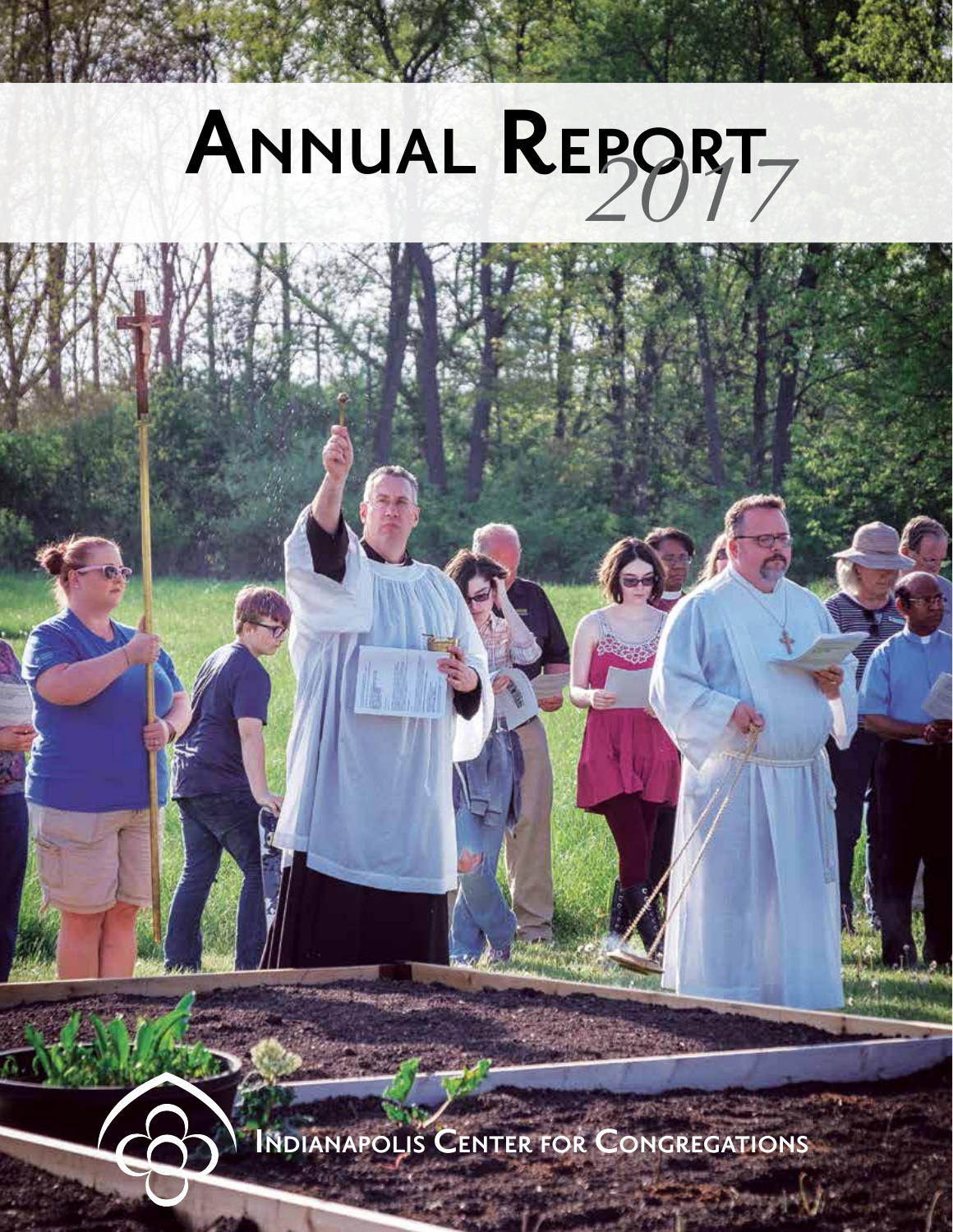# Annual Report *2017*

Indianapolis Center for Congregations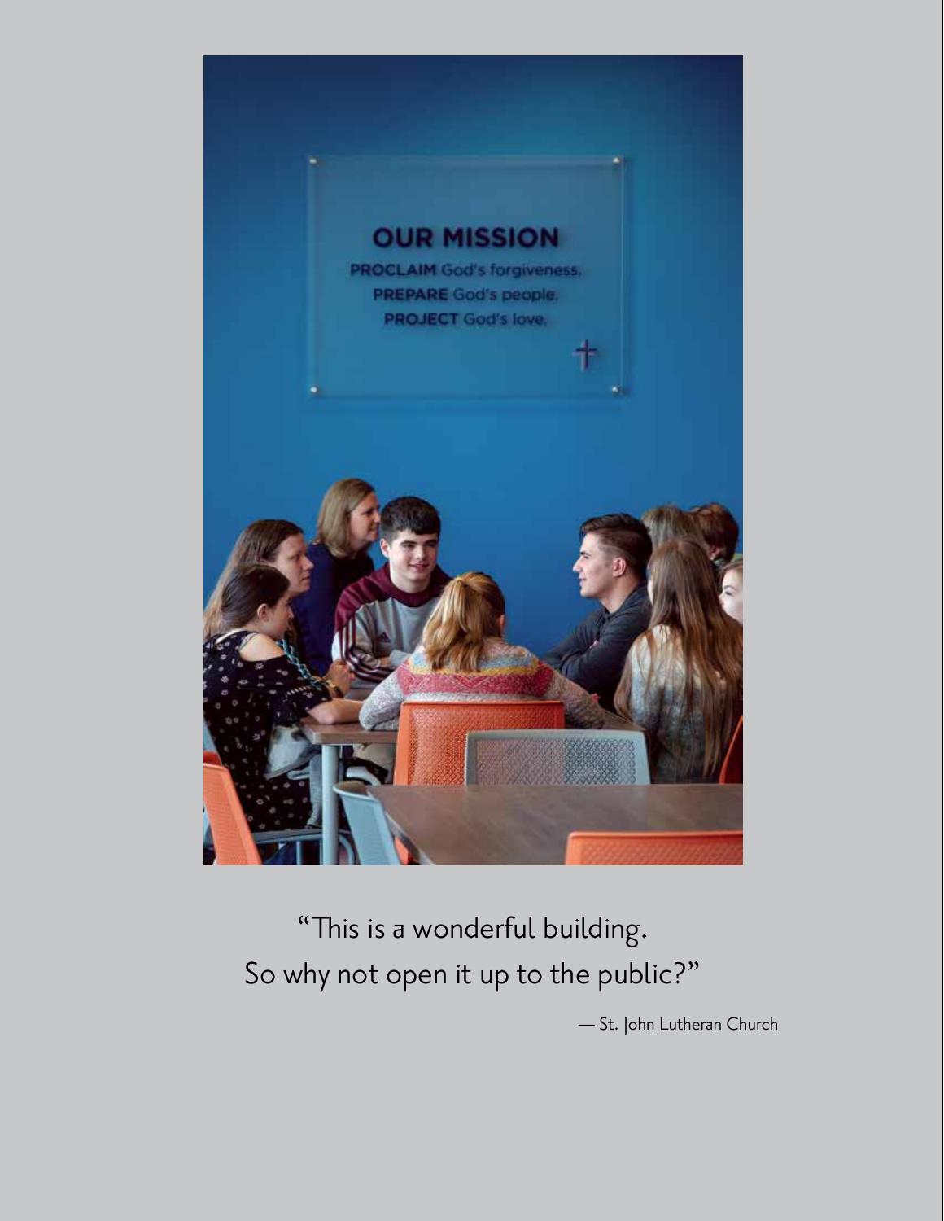“This is a wonderful building.
So why not open it up to the public?”

— St. John Lutheran Church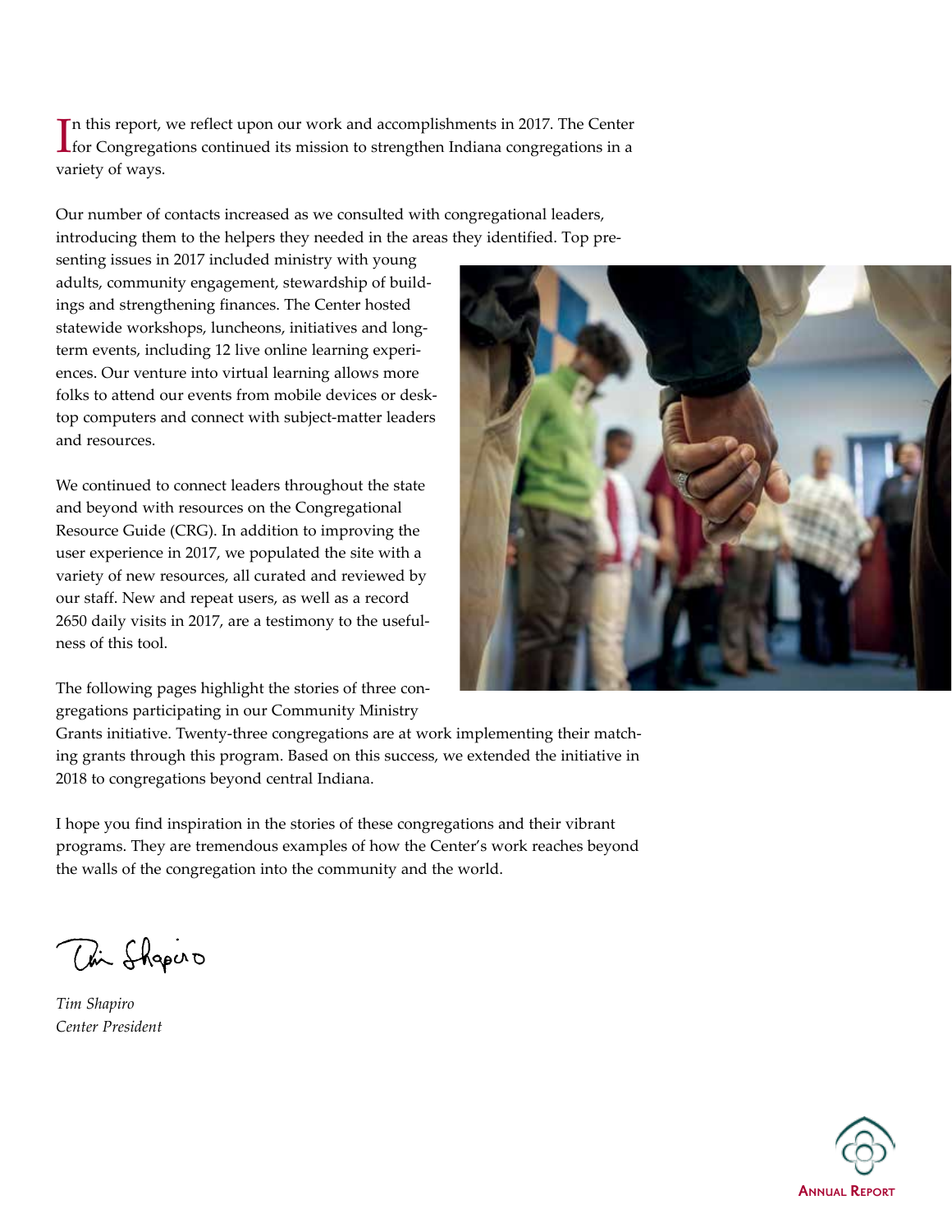In this report, we reflect upon our work and accomplishments in 2017. The Center for Congregations continued its mission to strengthen Indiana congregations in a variety of ways.

Our number of contacts increased as we consulted with congregational leaders, introducing them to the helpers they needed in the areas they identified. Top presenting issues in 2017 included ministry with young adults, community engagement, stewardship of buildings and strengthening finances. The Center hosted statewide workshops, luncheons, initiatives and long-term events, including 12 live online learning experiences. Our venture into virtual learning allows more folks to attend our events from mobile devices or desktop computers and connect with subject-matter leaders and resources.

We continued to connect leaders throughout the state and beyond with resources on the Congregational Resource Guide (CRG). In addition to improving the user experience in 2017, we populated the site with a variety of new resources, all curated and reviewed by our staff. New and repeat users, as well as a record 2650 daily visits in 2017, are a testimony to the usefulness of this tool.

The following pages highlight the stories of three congregations participating in our Community Ministry Grants initiative. Twenty-three congregations are at work implementing their matching grants through this program. Based on this success, we extended the initiative in 2018 to congregations beyond central Indiana.

I hope you find inspiration in the stories of these congregations and their vibrant programs. They are tremendous examples of how the Center's work reaches beyond the walls of the congregation into the community and the world.

*Tim Shapiro*
*Center President*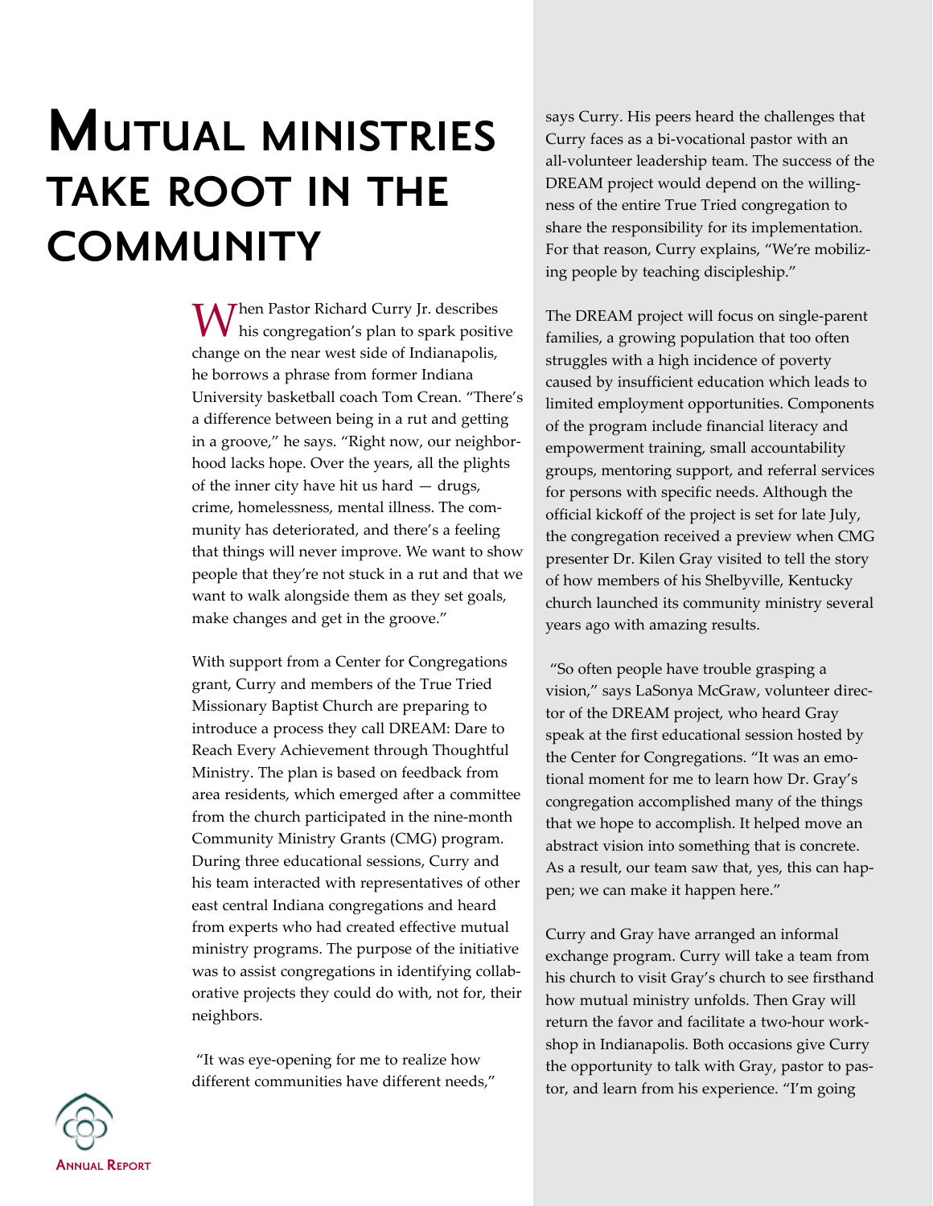# Mutual ministries take root in the community

When Pastor Richard Curry Jr. describes his congregation's plan to spark positive change on the near west side of Indianapolis, he borrows a phrase from former Indiana University basketball coach Tom Crean. "There's a difference between being in a rut and getting in a groove," he says. "Right now, our neighborhood lacks hope. Over the years, all the plights of the inner city have hit us hard — drugs, crime, homelessness, mental illness. The community has deteriorated, and there's a feeling that things will never improve. We want to show people that they're not stuck in a rut and that we want to walk alongside them as they set goals, make changes and get in the groove."

With support from a Center for Congregations grant, Curry and members of the True Tried Missionary Baptist Church are preparing to introduce a process they call DREAM: Dare to Reach Every Achievement through Thoughtful Ministry. The plan is based on feedback from area residents, which emerged after a committee from the church participated in the nine-month Community Ministry Grants (CMG) program. During three educational sessions, Curry and his team interacted with representatives of other east central Indiana congregations and heard from experts who had created effective mutual ministry programs. The purpose of the initiative was to assist congregations in identifying collaborative projects they could do with, not for, their neighbors.

"It was eye-opening for me to realize how different communities have different needs," says Curry. His peers heard the challenges that Curry faces as a bi-vocational pastor with an all-volunteer leadership team. The success of the DREAM project would depend on the willingness of the entire True Tried congregation to share the responsibility for its implementation. For that reason, Curry explains, "We're mobilizing people by teaching discipleship."

The DREAM project will focus on single-parent families, a growing population that too often struggles with a high incidence of poverty caused by insufficient education which leads to limited employment opportunities. Components of the program include financial literacy and empowerment training, small accountability groups, mentoring support, and referral services for persons with specific needs. Although the official kickoff of the project is set for late July, the congregation received a preview when CMG presenter Dr. Kilen Gray visited to tell the story of how members of his Shelbyville, Kentucky church launched its community ministry several years ago with amazing results.

"So often people have trouble grasping a vision," says LaSonya McGraw, volunteer director of the DREAM project, who heard Gray speak at the first educational session hosted by the Center for Congregations. "It was an emotional moment for me to learn how Dr. Gray's congregation accomplished many of the things that we hope to accomplish. It helped move an abstract vision into something that is concrete. As a result, our team saw that, yes, this can happen; we can make it happen here."

Curry and Gray have arranged an informal exchange program. Curry will take a team from his church to visit Gray's church to see firsthand how mutual ministry unfolds. Then Gray will return the favor and facilitate a two-hour workshop in Indianapolis. Both occasions give Curry the opportunity to talk with Gray, pastor to pastor, and learn from his experience. "I'm going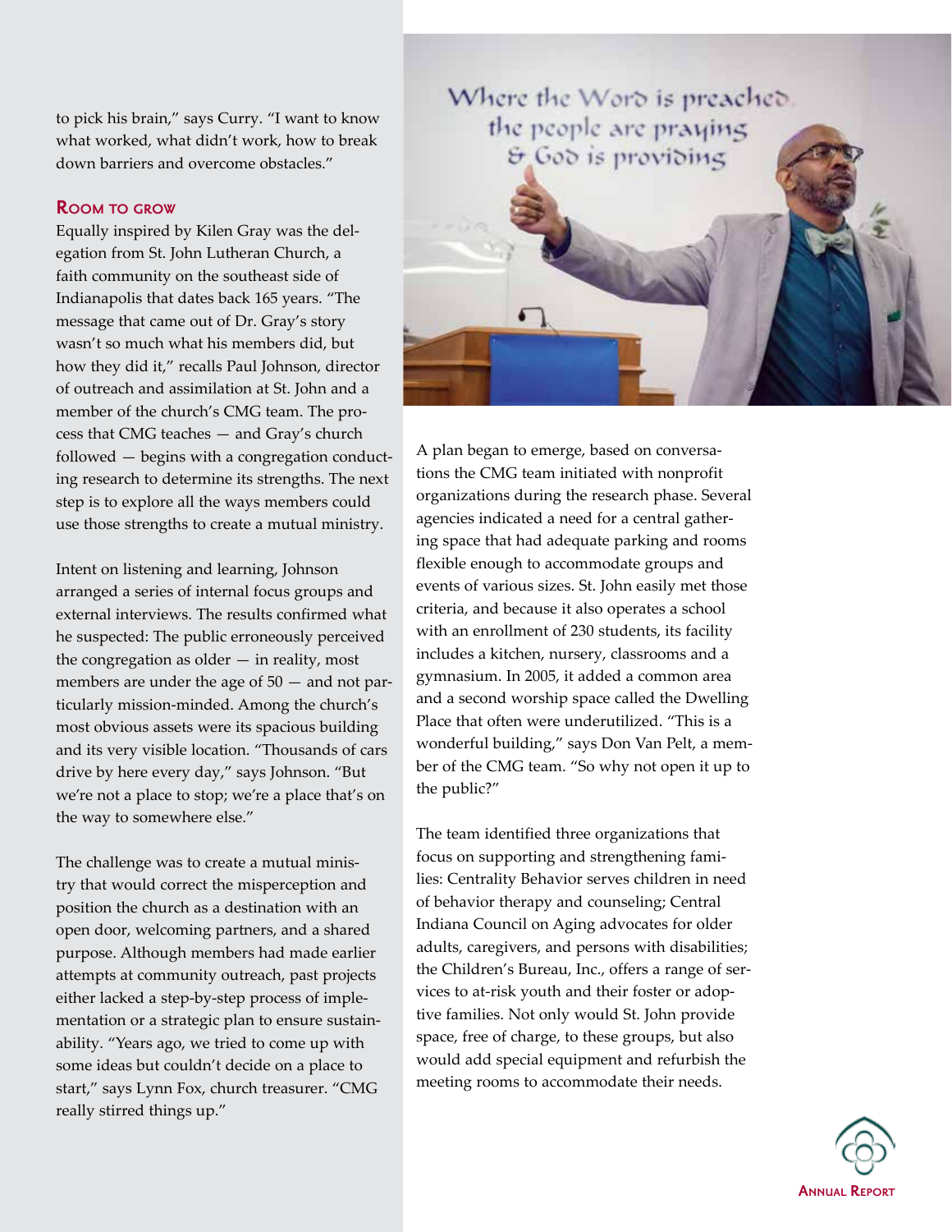to pick his brain," says Curry. "I want to know what worked, what didn't work, how to break down barriers and overcome obstacles."

## Room to grow

Equally inspired by Kilen Gray was the delegation from St. John Lutheran Church, a faith community on the southeast side of Indianapolis that dates back 165 years. "The message that came out of Dr. Gray's story wasn't so much what his members did, but how they did it," recalls Paul Johnson, director of outreach and assimilation at St. John and a member of the church's CMG team. The process that CMG teaches — and Gray's church followed — begins with a congregation conducting research to determine its strengths. The next step is to explore all the ways members could use those strengths to create a mutual ministry.

Intent on listening and learning, Johnson arranged a series of internal focus groups and external interviews. The results confirmed what he suspected: The public erroneously perceived the congregation as older — in reality, most members are under the age of 50 — and not particularly mission-minded. Among the church's most obvious assets were its spacious building and its very visible location. "Thousands of cars drive by here every day," says Johnson. "But we're not a place to stop; we're a place that's on the way to somewhere else."

The challenge was to create a mutual ministry that would correct the misperception and position the church as a destination with an open door, welcoming partners, and a shared purpose. Although members had made earlier attempts at community outreach, past projects either lacked a step-by-step process of implementation or a strategic plan to ensure sustainability. "Years ago, we tried to come up with some ideas but couldn't decide on a place to start," says Lynn Fox, church treasurer. "CMG really stirred things up."

A plan began to emerge, based on conversations the CMG team initiated with nonprofit organizations during the research phase. Several agencies indicated a need for a central gathering space that had adequate parking and rooms flexible enough to accommodate groups and events of various sizes. St. John easily met those criteria, and because it also operates a school with an enrollment of 230 students, its facility includes a kitchen, nursery, classrooms and a gymnasium. In 2005, it added a common area and a second worship space called the Dwelling Place that often were underutilized. "This is a wonderful building," says Don Van Pelt, a member of the CMG team. "So why not open it up to the public?"

The team identified three organizations that focus on supporting and strengthening families: Centrality Behavior serves children in need of behavior therapy and counseling; Central Indiana Council on Aging advocates for older adults, caregivers, and persons with disabilities; the Children's Bureau, Inc., offers a range of services to at-risk youth and their foster or adoptive families. Not only would St. John provide space, free of charge, to these groups, but also would add special equipment and refurbish the meeting rooms to accommodate their needs.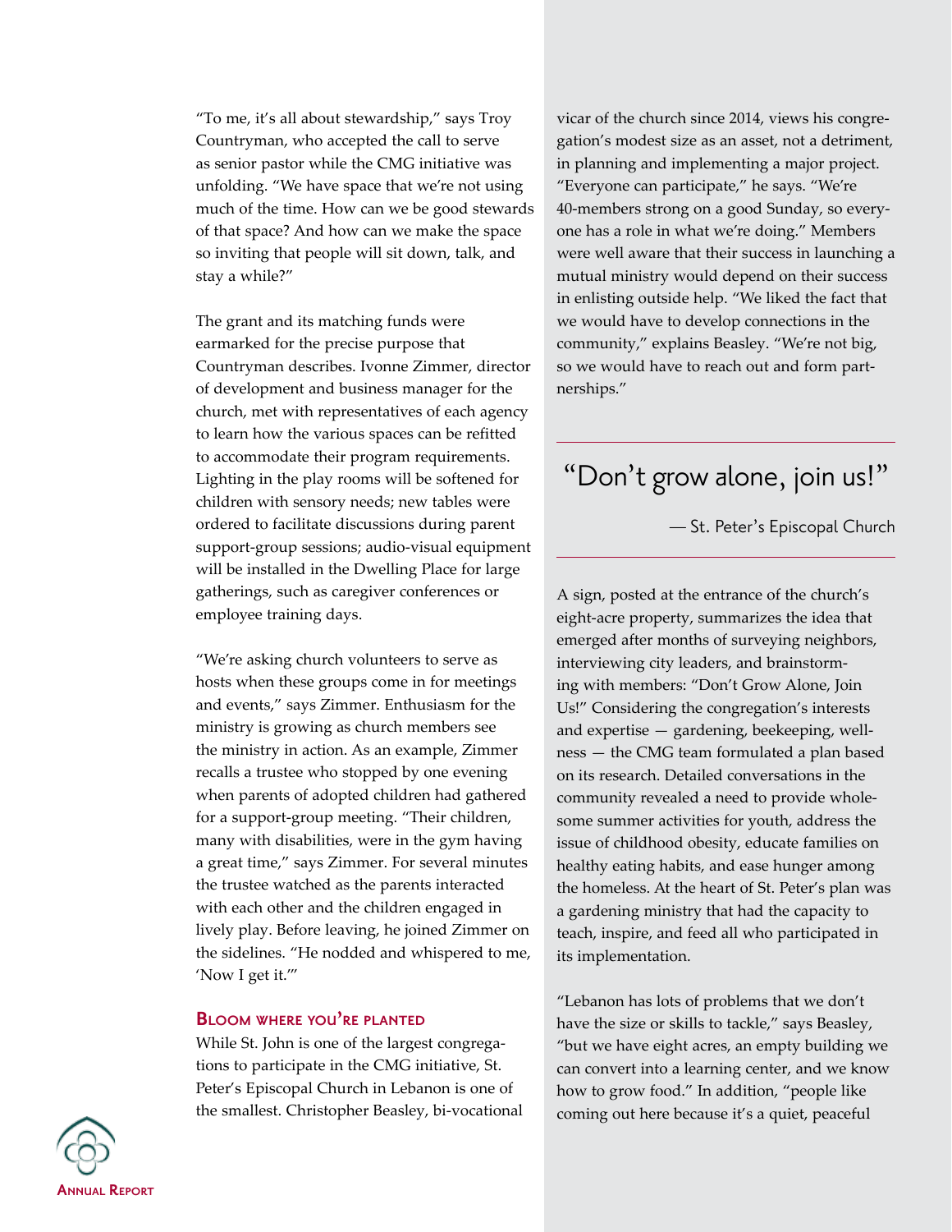"To me, it's all about stewardship," says Troy Countryman, who accepted the call to serve as senior pastor while the CMG initiative was unfolding. "We have space that we're not using much of the time. How can we be good stewards of that space? And how can we make the space so inviting that people will sit down, talk, and stay a while?"

The grant and its matching funds were earmarked for the precise purpose that Countryman describes. Ivonne Zimmer, director of development and business manager for the church, met with representatives of each agency to learn how the various spaces can be refitted to accommodate their program requirements. Lighting in the play rooms will be softened for children with sensory needs; new tables were ordered to facilitate discussions during parent support-group sessions; audio-visual equipment will be installed in the Dwelling Place for large gatherings, such as caregiver conferences or employee training days.

"We're asking church volunteers to serve as hosts when these groups come in for meetings and events," says Zimmer. Enthusiasm for the ministry is growing as church members see the ministry in action. As an example, Zimmer recalls a trustee who stopped by one evening when parents of adopted children had gathered for a support-group meeting. "Their children, many with disabilities, were in the gym having a great time," says Zimmer. For several minutes the trustee watched as the parents interacted with each other and the children engaged in lively play. Before leaving, he joined Zimmer on the sidelines. "He nodded and whispered to me, 'Now I get it.'"

## Bloom where you're planted

While St. John is one of the largest congregations to participate in the CMG initiative, St. Peter's Episcopal Church in Lebanon is one of the smallest. Christopher Beasley, bi-vocational vicar of the church since 2014, views his congregation's modest size as an asset, not a detriment, in planning and implementing a major project. "Everyone can participate," he says. "We're 40-members strong on a good Sunday, so everyone has a role in what we're doing." Members were well aware that their success in launching a mutual ministry would depend on their success in enlisting outside help. "We liked the fact that we would have to develop connections in the community," explains Beasley. "We're not big, so we would have to reach out and form partnerships."

> "Don't grow alone, join us!"
>
> — St. Peter's Episcopal Church

A sign, posted at the entrance of the church's eight-acre property, summarizes the idea that emerged after months of surveying neighbors, interviewing city leaders, and brainstorming with members: "Don't Grow Alone, Join Us!" Considering the congregation's interests and expertise — gardening, beekeeping, wellness — the CMG team formulated a plan based on its research. Detailed conversations in the community revealed a need to provide wholesome summer activities for youth, address the issue of childhood obesity, educate families on healthy eating habits, and ease hunger among the homeless. At the heart of St. Peter's plan was a gardening ministry that had the capacity to teach, inspire, and feed all who participated in its implementation.

"Lebanon has lots of problems that we don't have the size or skills to tackle," says Beasley, "but we have eight acres, an empty building we can convert into a learning center, and we know how to grow food." In addition, "people like coming out here because it's a quiet, peaceful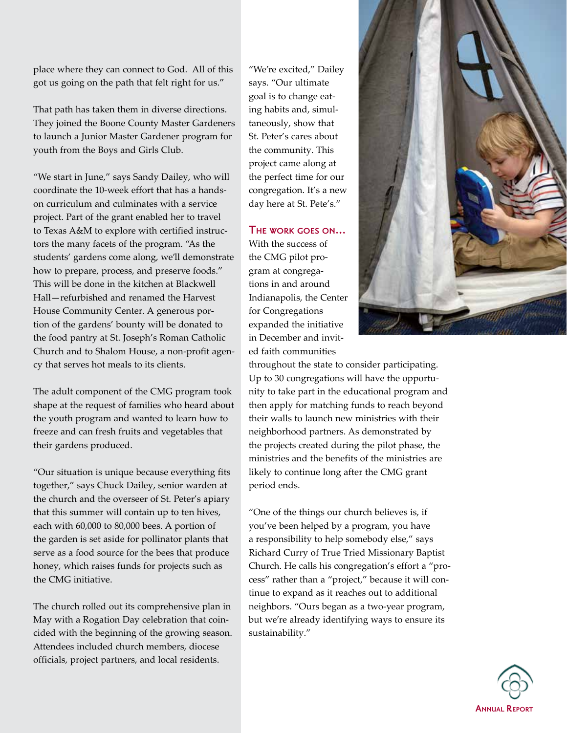place where they can connect to God. All of this got us going on the path that felt right for us."

That path has taken them in diverse directions. They joined the Boone County Master Gardeners to launch a Junior Master Gardener program for youth from the Boys and Girls Club.

"We start in June," says Sandy Dailey, who will coordinate the 10-week effort that has a hands-on curriculum and culminates with a service project. Part of the grant enabled her to travel to Texas A&M to explore with certified instructors the many facets of the program. "As the students' gardens come along, we'll demonstrate how to prepare, process, and preserve foods." This will be done in the kitchen at Blackwell Hall—refurbished and renamed the Harvest House Community Center. A generous portion of the gardens' bounty will be donated to the food pantry at St. Joseph's Roman Catholic Church and to Shalom House, a non-profit agency that serves hot meals to its clients.

The adult component of the CMG program took shape at the request of families who heard about the youth program and wanted to learn how to freeze and can fresh fruits and vegetables that their gardens produced.

"Our situation is unique because everything fits together," says Chuck Dailey, senior warden at the church and the overseer of St. Peter's apiary that this summer will contain up to ten hives, each with 60,000 to 80,000 bees. A portion of the garden is set aside for pollinator plants that serve as a food source for the bees that produce honey, which raises funds for projects such as the CMG initiative.

The church rolled out its comprehensive plan in May with a Rogation Day celebration that coincided with the beginning of the growing season. Attendees included church members, diocese officials, project partners, and local residents.

"We're excited," Dailey says. "Our ultimate goal is to change eating habits and, simultaneously, show that St. Peter's cares about the community. This project came along at the perfect time for our congregation. It's a new day here at St. Pete's."

## The work goes on...

With the success of the CMG pilot program at congregations in and around Indianapolis, the Center for Congregations expanded the initiative in December and invited faith communities throughout the state to consider participating. Up to 30 congregations will have the opportunity to take part in the educational program and then apply for matching funds to reach beyond their walls to launch new ministries with their neighborhood partners. As demonstrated by the projects created during the pilot phase, the ministries and the benefits of the ministries are likely to continue long after the CMG grant period ends.

"One of the things our church believes is, if you've been helped by a program, you have a responsibility to help somebody else," says Richard Curry of True Tried Missionary Baptist Church. He calls his congregation's effort a "process" rather than a "project," because it will continue to expand as it reaches out to additional neighbors. "Ours began as a two-year program, but we're already identifying ways to ensure its sustainability."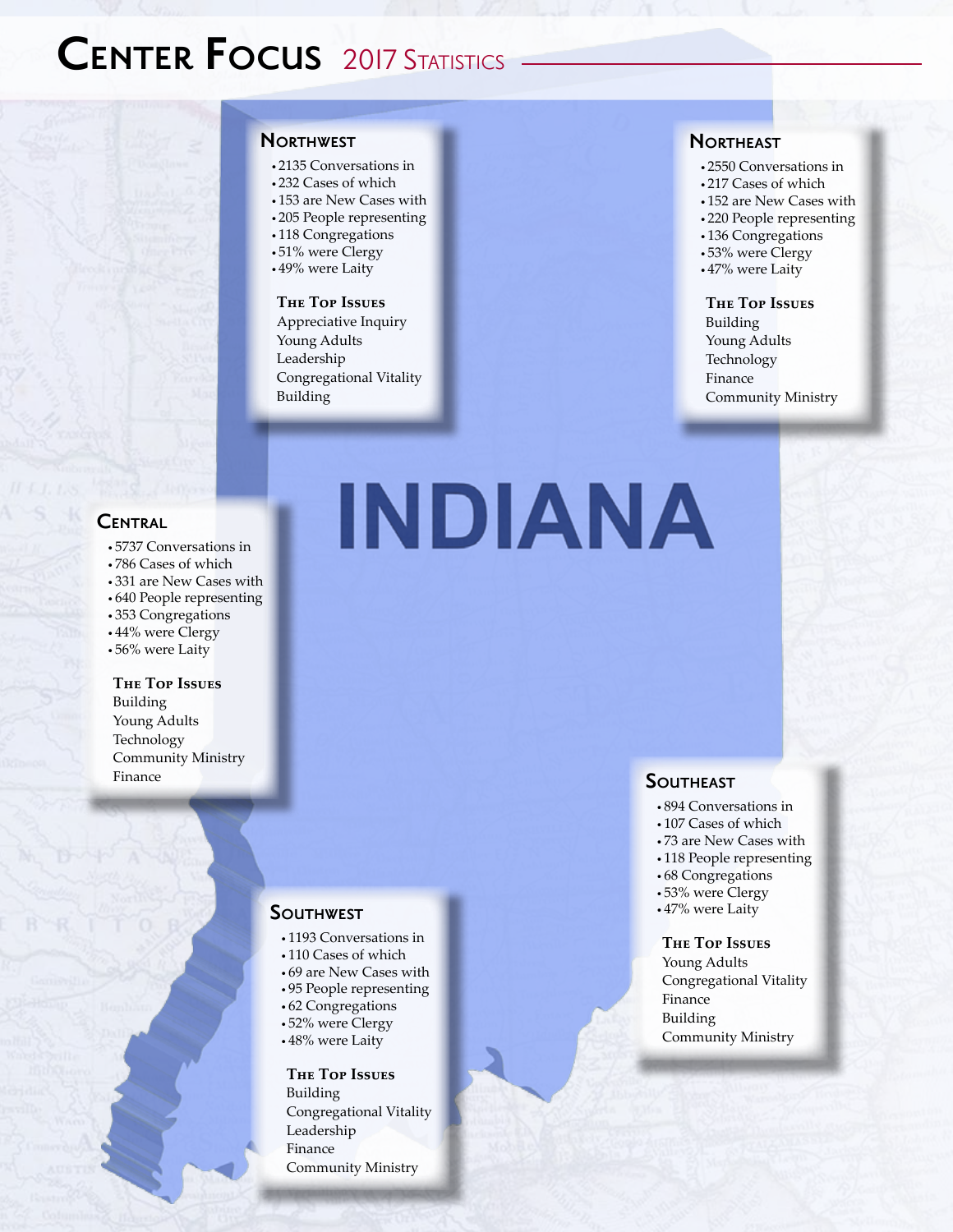# Center Focus 2017 Statistics

## Northwest

- 2135 Conversations in
- 232 Cases of which
- 153 are New Cases with
- 205 People representing
- 118 Congregations
- 51% were Clergy
- 49% were Laity

### The Top Issues

Appreciative Inquiry
Young Adults
Leadership
Congregational Vitality
Building

## Northeast

- 2550 Conversations in
- 217 Cases of which
- 152 are New Cases with
- 220 People representing
- 136 Congregations
- 53% were Clergy
- 47% were Laity

### The Top Issues

Building
Young Adults
Technology
Finance
Community Ministry

INDIANA

## Central

- 5737 Conversations in
- 786 Cases of which
- 331 are New Cases with
- 640 People representing
- 353 Congregations
- 44% were Clergy
- 56% were Laity

### The Top Issues

Building
Young Adults
Technology
Community Ministry
Finance

## Southeast

- 894 Conversations in
- 107 Cases of which
- 73 are New Cases with
- 118 People representing
- 68 Congregations
- 53% were Clergy
- 47% were Laity

### The Top Issues

Young Adults
Congregational Vitality
Finance
Building
Community Ministry

## Southwest

- 1193 Conversations in
- 110 Cases of which
- 69 are New Cases with
- 95 People representing
- 62 Congregations
- 52% were Clergy
- 48% were Laity

### The Top Issues

Building
Congregational Vitality
Leadership
Finance
Community Ministry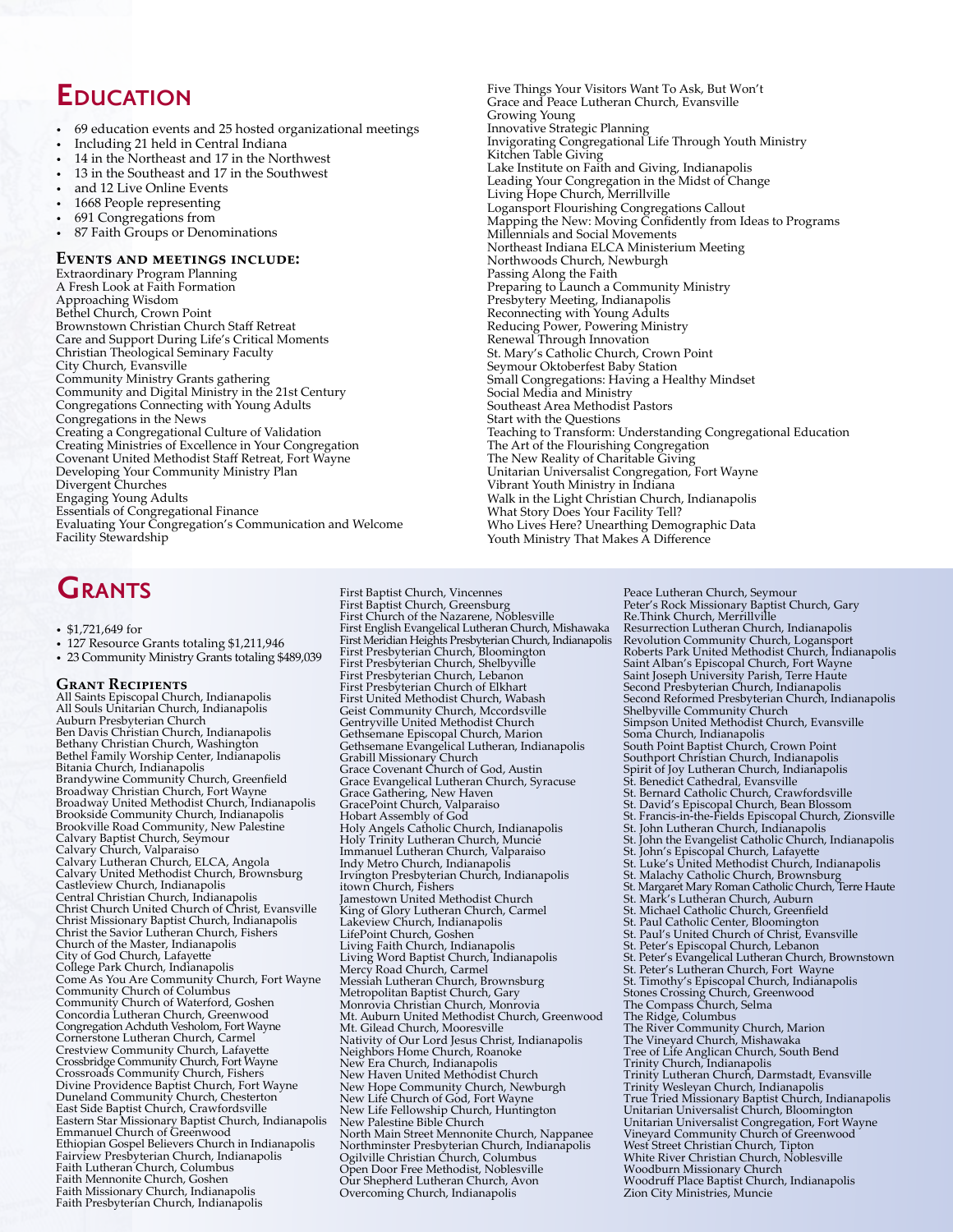# Education

- 69 education events and 25 hosted organizational meetings
- Including 21 held in Central Indiana
- 14 in the Northeast and 17 in the Northwest
- 13 in the Southeast and 17 in the Southwest
- and 12 Live Online Events
- 1668 People representing
- 691 Congregations from
- 87 Faith Groups or Denominations

### Events and meetings include:

Extraordinary Program Planning
A Fresh Look at Faith Formation
Approaching Wisdom
Bethel Church, Crown Point
Brownstown Christian Church Staff Retreat
Care and Support During Life's Critical Moments
Christian Theological Seminary Faculty
City Church, Evansville
Community Ministry Grants gathering
Community and Digital Ministry in the 21st Century
Congregations Connecting with Young Adults
Congregations in the News
Creating a Congregational Culture of Validation
Creating Ministries of Excellence in Your Congregation
Covenant United Methodist Staff Retreat, Fort Wayne
Developing Your Community Ministry Plan
Divergent Churches
Engaging Young Adults
Essentials of Congregational Finance
Evaluating Your Congregation's Communication and Welcome
Facility Stewardship
Five Things Your Visitors Want To Ask, But Won't
Grace and Peace Lutheran Church, Evansville
Growing Young
Innovative Strategic Planning
Invigorating Congregational Life Through Youth Ministry
Kitchen Table Giving
Lake Institute on Faith and Giving, Indianapolis
Leading Your Congregation in the Midst of Change
Living Hope Church, Merrillville
Logansport Flourishing Congregations Callout
Mapping the New: Moving Confidently from Ideas to Programs
Millennials and Social Movements
Northeast Indiana ELCA Ministerium Meeting
Northwoods Church, Newburgh
Passing Along the Faith
Preparing to Launch a Community Ministry
Presbytery Meeting, Indianapolis
Reconnecting with Young Adults
Reducing Power, Powering Ministry
Renewal Through Innovation
St. Mary's Catholic Church, Crown Point
Seymour Oktoberfest Baby Station
Small Congregations: Having a Healthy Mindset
Social Media and Ministry
Southeast Area Methodist Pastors
Start with the Questions
Teaching to Transform: Understanding Congregational Education
The Art of the Flourishing Congregation
The New Reality of Charitable Giving
Unitarian Universalist Congregation, Fort Wayne
Vibrant Youth Ministry in Indiana
Walk in the Light Christian Church, Indianapolis
What Story Does Your Facility Tell?
Who Lives Here? Unearthing Demographic Data
Youth Ministry That Makes A Difference

# Grants

- $1,721,649 for
- 127 Resource Grants totaling $1,211,946
- 23 Community Ministry Grants totaling $489,039

### Grant Recipients

All Saints Episcopal Church, Indianapolis
All Souls Unitarian Church, Indianapolis
Auburn Presbyterian Church
Ben Davis Christian Church, Indianapolis
Bethany Christian Church, Washington
Bethel Family Worship Center, Indianapolis
Bitania Church, Indianapolis
Brandywine Community Church, Greenfield
Broadway Christian Church, Fort Wayne
Broadway United Methodist Church, Indianapolis
Brookside Community Church, Indianapolis
Brookville Road Community, New Palestine
Calvary Baptist Church, Seymour
Calvary Church, Valparaiso
Calvary Lutheran Church, ELCA, Angola
Calvary United Methodist Church, Brownsburg
Castleview Church, Indianapolis
Central Christian Church, Indianapolis
Christ Church United Church of Christ, Evansville
Christ Missionary Baptist Church, Indianapolis
Christ the Savior Lutheran Church, Fishers
Church of the Master, Indianapolis
City of God Church, Lafayette
College Park Church, Indianapolis
Come As You Are Community Church, Fort Wayne
Community Church of Columbus
Community Church of Waterford, Goshen
Concordia Lutheran Church, Greenwood
Congregation Achduth Vesholom, Fort Wayne
Cornerstone Lutheran Church, Carmel
Crestview Community Church, Lafayette
Crossbridge Community Church, Fort Wayne
Crossroads Community Church, Fishers
Divine Providence Baptist Church, Fort Wayne
Duneland Community Church, Chesterton
East Side Baptist Church, Crawfordsville
Eastern Star Missionary Baptist Church, Indianapolis
Emmanuel Church of Greenwood
Ethiopian Gospel Believers Church in Indianapolis
Fairview Presbyterian Church, Indianapolis
Faith Lutheran Church, Columbus
Faith Mennonite Church, Goshen
Faith Missionary Church, Indianapolis
Faith Presbyterian Church, Indianapolis
First Baptist Church, Vincennes
First Baptist Church, Greensburg
First Church of the Nazarene, Noblesville
First English Evangelical Lutheran Church, Mishawaka
First Meridian Heights Presbyterian Church, Indianapolis
First Presbyterian Church, Bloomington
First Presbyterian Church, Shelbyville
First Presbyterian Church, Lebanon
First Presbyterian Church of Elkhart
First United Methodist Church, Wabash
Geist Community Church, Mccordsville
Gentryville United Methodist Church
Gethsemane Episcopal Church, Marion
Gethsemane Evangelical Lutheran, Indianapolis
Grabill Missionary Church
Grace Covenant Church of God, Austin
Grace Evangelical Lutheran Church, Syracuse
Grace Gathering, New Haven
GracePoint Church, Valparaiso
Hobart Assembly of God
Holy Angels Catholic Church, Indianapolis
Holy Trinity Lutheran Church, Muncie
Immanuel Lutheran Church, Valparaiso
Indy Metro Church, Indianapolis
Irvington Presbyterian Church, Indianapolis
itown Church, Fishers
Jamestown United Methodist Church
King of Glory Lutheran Church, Carmel
Lakeview Church, Indianapolis
LifePoint Church, Goshen
Living Faith Church, Indianapolis
Living Word Baptist Church, Indianapolis
Mercy Road Church, Carmel
Messiah Lutheran Church, Brownsburg
Metropolitan Baptist Church, Gary
Monrovia Christian Church, Monrovia
Mt. Auburn United Methodist Church, Greenwood
Mt. Gilead Church, Mooresville
Nativity of Our Lord Jesus Christ, Indianapolis
Neighbors Home Church, Roanoke
New Era Church, Indianapolis
New Haven United Methodist Church
New Hope Community Church, Newburgh
New Life Church of God, Fort Wayne
New Life Fellowship Church, Huntington
New Palestine Bible Church
North Main Street Mennonite Church, Nappanee
Northminster Presbyterian Church, Indianapolis
Ogilville Christian Church, Columbus
Open Door Free Methodist, Noblesville
Our Shepherd Lutheran Church, Avon
Overcoming Church, Indianapolis
Peace Lutheran Church, Seymour
Peter's Rock Missionary Baptist Church, Gary
Re.Think Church, Merrillville
Resurrection Lutheran Church, Indianapolis
Revolution Community Church, Logansport
Roberts Park United Methodist Church, Indianapolis
Saint Alban's Episcopal Church, Fort Wayne
Saint Joseph University Parish, Terre Haute
Second Presbyterian Church, Indianapolis
Second Reformed Presbyterian Church, Indianapolis
Shelbyville Community Church
Simpson United Methodist Church, Evansville
Soma Church, Indianapolis
South Point Baptist Church, Crown Point
Southport Christian Church, Indianapolis
Spirit of Joy Lutheran Church, Indianapolis
St. Benedict Cathedral, Evansville
St. Bernard Catholic Church, Crawfordsville
St. David's Episcopal Church, Bean Blossom
St. Francis-in-the-Fields Episcopal Church, Zionsville
St. John Lutheran Church, Indianapolis
St. John the Evangelist Catholic Church, Indianapolis
St. John's Episcopal Church, Lafayette
St. Luke's United Methodist Church, Indianapolis
St. Malachy Catholic Church, Brownsburg
St. Margaret Mary Roman Catholic Church, Terre Haute
St. Mark's Lutheran Church, Auburn
St. Michael Catholic Church, Greenfield
St. Paul Catholic Center, Bloomington
St. Paul's United Church of Christ, Evansville
St. Peter's Episcopal Church, Lebanon
St. Peter's Evangelical Lutheran Church, Brownstown
St. Peter's Lutheran Church, Fort Wayne
St. Timothy's Episcopal Church, Indianapolis
Stones Crossing Church, Greenwood
The Compass Church, Selma
The Ridge, Columbus
The River Community Church, Marion
The Vineyard Church, Mishawaka
Tree of Life Anglican Church, South Bend
Trinity Church, Indianapolis
Trinity Lutheran Church, Darmstadt, Evansville
Trinity Wesleyan Church, Indianapolis
True Tried Missionary Baptist Church, Indianapolis
Unitarian Universalist Church, Bloomington
Unitarian Universalist Congregation, Fort Wayne
Vineyard Community Church of Greenwood
West Street Christian Church, Tipton
White River Christian Church, Noblesville
Woodburn Missionary Church
Woodruff Place Baptist Church, Indianapolis
Zion City Ministries, Muncie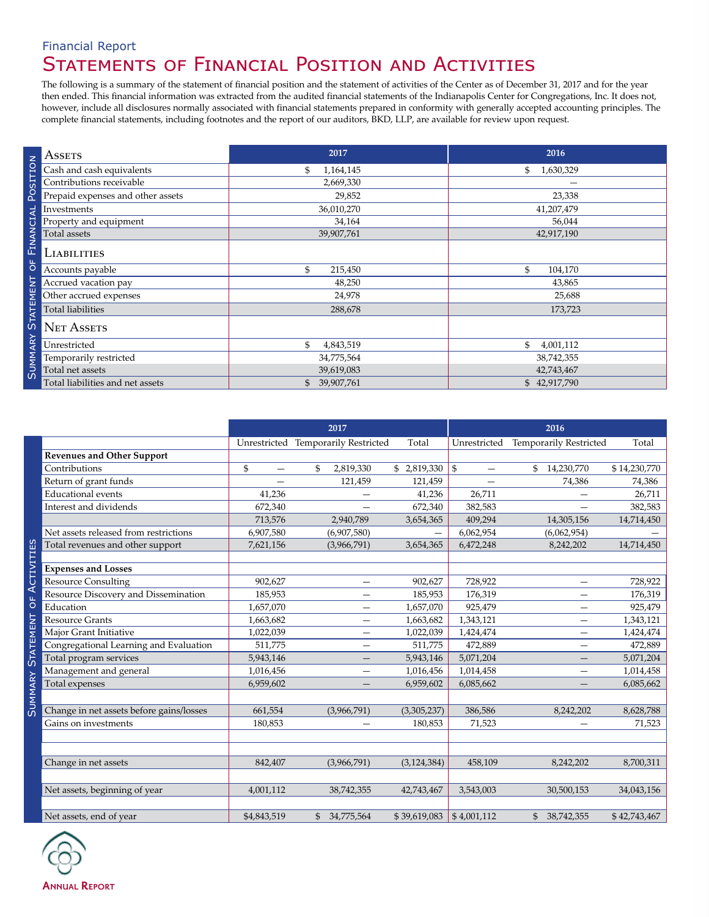Financial Report

# Statements of Financial Position and Activities

The following is a summary of the statement of financial position and the statement of activities of the Center as of December 31, 2017 and for the year then ended. This financial information was extracted from the audited financial statements of the Indianapolis Center for Congregations, Inc. It does not, however, include all disclosures normally associated with financial statements prepared in conformity with generally accepted accounting principles. The complete financial statements, including footnotes and the report of our auditors, BKD, LLP, are available for review upon request.

## Summary Statement of Financial Position

| Assets | 2017 | 2016 |
|---|---|---|
| Cash and cash equivalents | $ 1,164,145 | $ 1,630,329 |
| Contributions receivable | 2,669,330 | — |
| Prepaid expenses and other assets | 29,852 | 23,338 |
| Investments | 36,010,270 | 41,207,479 |
| Property and equipment | 34,164 | 56,044 |
| Total assets | 39,907,761 | 42,917,190 |
| **Liabilities** | | |
| Accounts payable | $ 215,450 | $ 104,170 |
| Accrued vacation pay | 48,250 | 43,865 |
| Other accrued expenses | 24,978 | 25,688 |
| Total liabilities | 288,678 | 173,723 |
| **Net Assets** | | |
| Unrestricted | $ 4,843,519 | $ 4,001,112 |
| Temporarily restricted | 34,775,564 | 38,742,355 |
| Total net assets | 39,619,083 | 42,743,467 |
| Total liabilities and net assets | $ 39,907,761 | $ 42,917,790 |

## Summary Statement of Activities

| | 2017 | | | 2016 | | |
|---|---|---|---|---|---|---|
| | Unrestricted | Temporarily Restricted | Total | Unrestricted | Temporarily Restricted | Total |
| **Revenues and Other Support** | | | | | | |
| Contributions | $ — | $ 2,819,330 | $ 2,819,330 | $ — | $ 14,230,770 | $ 14,230,770 |
| Return of grant funds | — | 121,459 | 121,459 | — | 74,386 | 74,386 |
| Educational events | 41,236 | — | 41,236 | 26,711 | — | 26,711 |
| Interest and dividends | 672,340 | — | 672,340 | 382,583 | — | 382,583 |
| | 713,576 | 2,940,789 | 3,654,365 | 409,294 | 14,305,156 | 14,714,450 |
| Net assets released from restrictions | 6,907,580 | (6,907,580) | — | 6,062,954 | (6,062,954) | — |
| Total revenues and other support | 7,621,156 | (3,966,791) | 3,654,365 | 6,472,248 | 8,242,202 | 14,714,450 |
| **Expenses and Losses** | | | | | | |
| Resource Consulting | 902,627 | — | 902,627 | 728,922 | — | 728,922 |
| Resource Discovery and Dissemination | 185,953 | — | 185,953 | 176,319 | — | 176,319 |
| Education | 1,657,070 | — | 1,657,070 | 925,479 | — | 925,479 |
| Resource Grants | 1,663,682 | — | 1,663,682 | 1,343,121 | — | 1,343,121 |
| Major Grant Initiative | 1,022,039 | — | 1,022,039 | 1,424,474 | — | 1,424,474 |
| Congregational Learning and Evaluation | 511,775 | — | 511,775 | 472,889 | — | 472,889 |
| Total program services | 5,943,146 | — | 5,943,146 | 5,071,204 | — | 5,071,204 |
| Management and general | 1,016,456 | — | 1,016,456 | 1,014,458 | — | 1,014,458 |
| Total expenses | 6,959,602 | — | 6,959,602 | 6,085,662 | — | 6,085,662 |
| Change in net assets before gains/losses | 661,554 | (3,966,791) | (3,305,237) | 386,586 | 8,242,202 | 8,628,788 |
| Gains on investments | 180,853 | — | 180,853 | 71,523 | — | 71,523 |
| Change in net assets | 842,407 | (3,966,791) | (3,124,384) | 458,109 | 8,242,202 | 8,700,311 |
| Net assets, beginning of year | 4,001,112 | 38,742,355 | 42,743,467 | 3,543,003 | 30,500,153 | 34,043,156 |
| Net assets, end of year | $4,843,519 | $ 34,775,564 | $ 39,619,083 | $ 4,001,112 | $ 38,742,355 | $ 42,743,467 |

Annual Report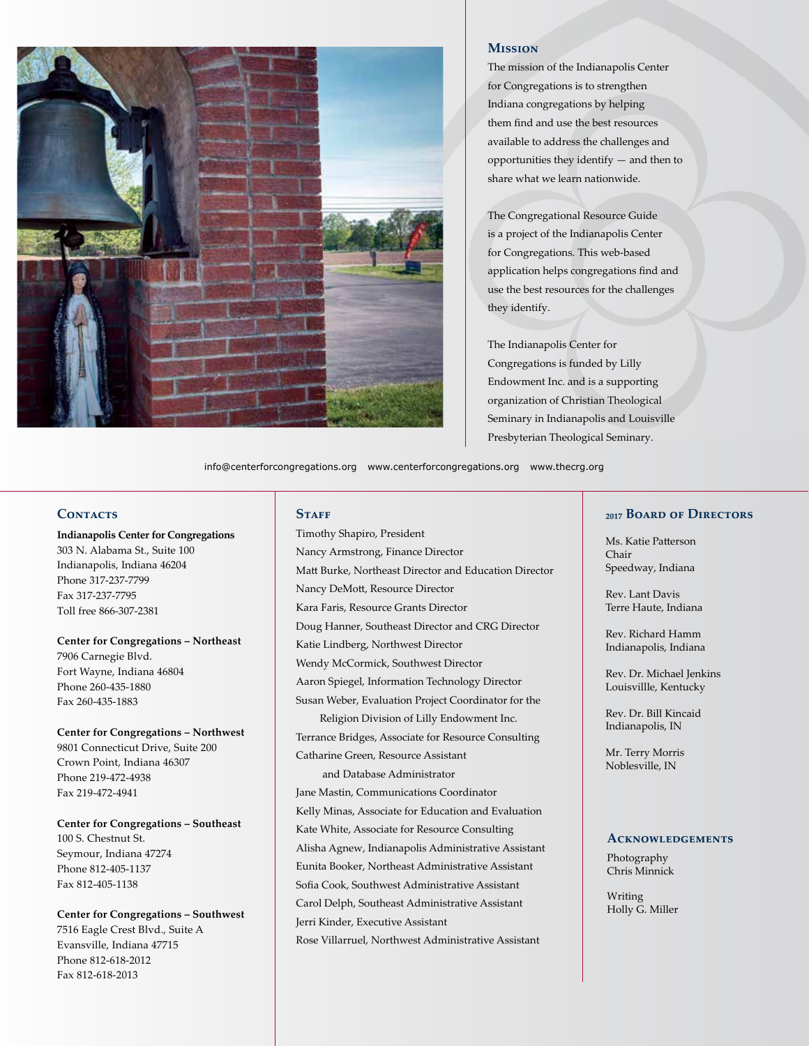## Mission

The mission of the Indianapolis Center for Congregations is to strengthen Indiana congregations by helping them find and use the best resources available to address the challenges and opportunities they identify — and then to share what we learn nationwide.

The Congregational Resource Guide is a project of the Indianapolis Center for Congregations. This web-based application helps congregations find and use the best resources for the challenges they identify.

The Indianapolis Center for Congregations is funded by Lilly Endowment Inc. and is a supporting organization of Christian Theological Seminary in Indianapolis and Louisville Presbyterian Theological Seminary.

info@centerforcongregations.org   www.centerforcongregations.org   www.thecrg.org

## Contacts

**Indianapolis Center for Congregations**
303 N. Alabama St., Suite 100
Indianapolis, Indiana 46204
Phone 317-237-7799
Fax 317-237-7795
Toll free 866-307-2381

**Center for Congregations – Northeast**
7906 Carnegie Blvd.
Fort Wayne, Indiana 46804
Phone 260-435-1880
Fax 260-435-1883

**Center for Congregations – Northwest**
9801 Connecticut Drive, Suite 200
Crown Point, Indiana 46307
Phone 219-472-4938
Fax 219-472-4941

**Center for Congregations – Southeast**
100 S. Chestnut St.
Seymour, Indiana 47274
Phone 812-405-1137
Fax 812-405-1138

**Center for Congregations – Southwest**
7516 Eagle Crest Blvd., Suite A
Evansville, Indiana 47715
Phone 812-618-2012
Fax 812-618-2013

## Staff

Timothy Shapiro, President
Nancy Armstrong, Finance Director
Matt Burke, Northeast Director and Education Director
Nancy DeMott, Resource Director
Kara Faris, Resource Grants Director
Doug Hanner, Southeast Director and CRG Director
Katie Lindberg, Northwest Director
Wendy McCormick, Southwest Director
Aaron Spiegel, Information Technology Director
Susan Weber, Evaluation Project Coordinator for the Religion Division of Lilly Endowment Inc.
Terrance Bridges, Associate for Resource Consulting
Catharine Green, Resource Assistant and Database Administrator
Jane Mastin, Communications Coordinator
Kelly Minas, Associate for Education and Evaluation
Kate White, Associate for Resource Consulting
Alisha Agnew, Indianapolis Administrative Assistant
Eunita Booker, Northeast Administrative Assistant
Sofia Cook, Southwest Administrative Assistant
Carol Delph, Southeast Administrative Assistant
Jerri Kinder, Executive Assistant
Rose Villarruel, Northwest Administrative Assistant

## 2017 Board of Directors

Ms. Katie Patterson
Chair
Speedway, Indiana

Rev. Lant Davis
Terre Haute, Indiana

Rev. Richard Hamm
Indianapolis, Indiana

Rev. Dr. Michael Jenkins
Louisville, Kentucky

Rev. Dr. Bill Kincaid
Indianapolis, IN

Mr. Terry Morris
Noblesville, IN

## Acknowledgements

Photography
Chris Minnick

Writing
Holly G. Miller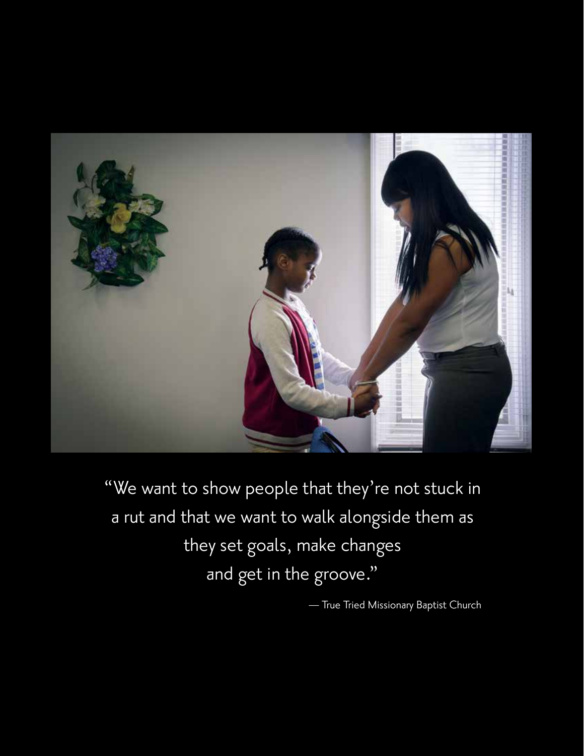"We want to show people that they're not stuck in a rut and that we want to walk alongside them as they set goals, make changes and get in the groove."

— True Tried Missionary Baptist Church